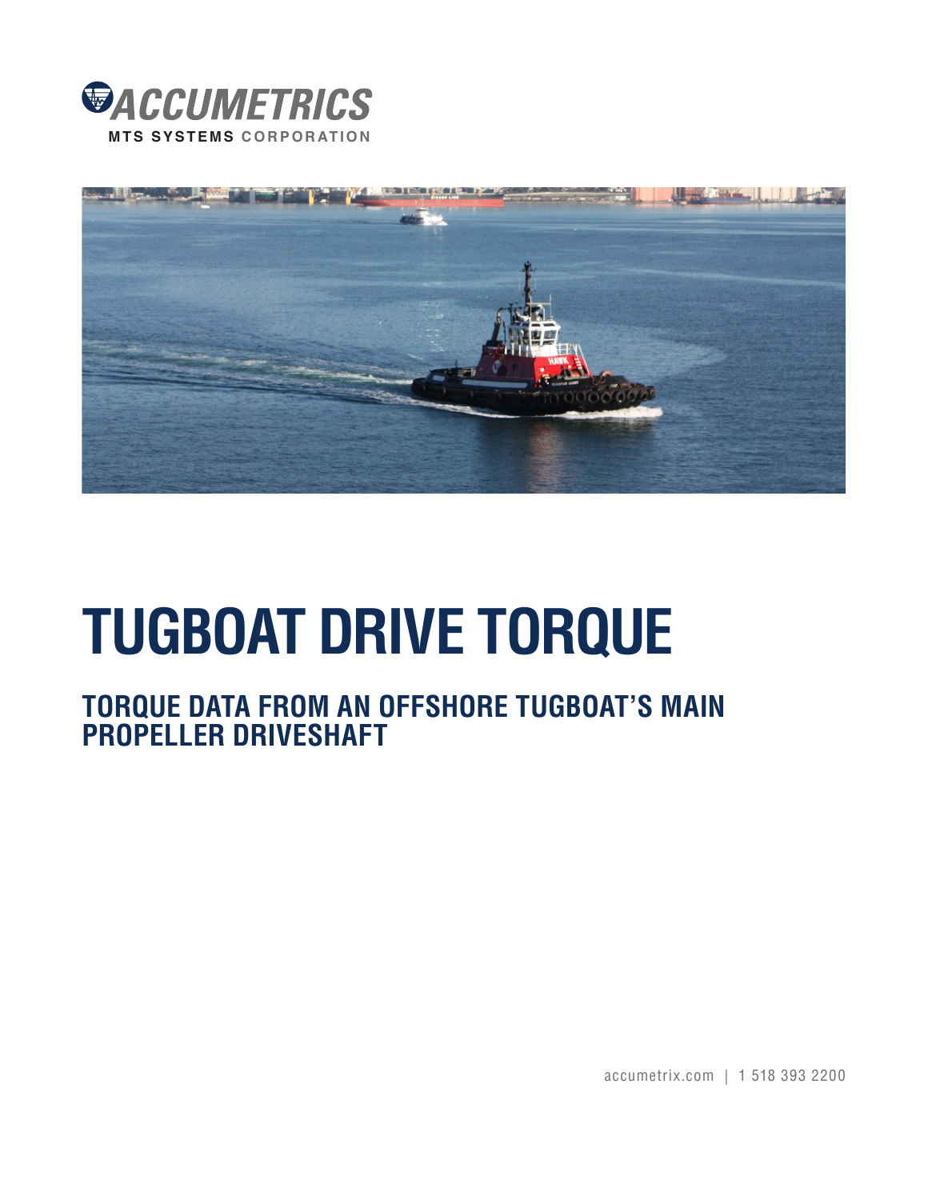ACCUMETRICS
MTS SYSTEMS CORPORATION

# TUGBOAT DRIVE TORQUE

## TORQUE DATA FROM AN OFFSHORE TUGBOAT'S MAIN PROPELLER DRIVESHAFT

accumetrix.com | 1 518 393 2200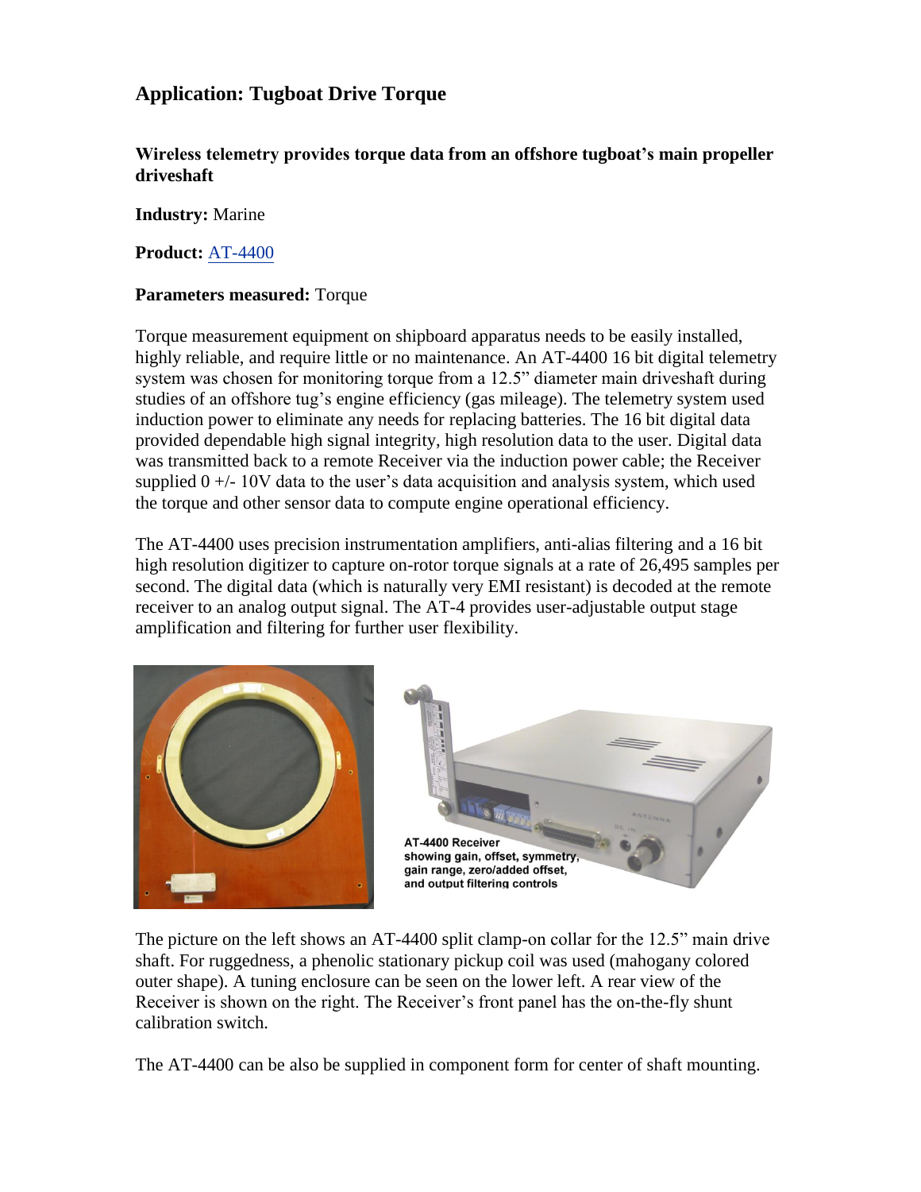## Application: Tugboat Drive Torque

**Wireless telemetry provides torque data from an offshore tugboat's main propeller driveshaft**

**Industry:** Marine

**Product:** AT-4400

**Parameters measured:** Torque

Torque measurement equipment on shipboard apparatus needs to be easily installed, highly reliable, and require little or no maintenance. An AT-4400 16 bit digital telemetry system was chosen for monitoring torque from a 12.5" diameter main driveshaft during studies of an offshore tug's engine efficiency (gas mileage). The telemetry system used induction power to eliminate any needs for replacing batteries. The 16 bit digital data provided dependable high signal integrity, high resolution data to the user. Digital data was transmitted back to a remote Receiver via the induction power cable; the Receiver supplied 0 +/- 10V data to the user's data acquisition and analysis system, which used the torque and other sensor data to compute engine operational efficiency.

The AT-4400 uses precision instrumentation amplifiers, anti-alias filtering and a 16 bit high resolution digitizer to capture on-rotor torque signals at a rate of 26,495 samples per second. The digital data (which is naturally very EMI resistant) is decoded at the remote receiver to an analog output signal. The AT-4 provides user-adjustable output stage amplification and filtering for further user flexibility.

AT-4400 Receiver showing gain, offset, symmetry, gain range, zero/added offset, and output filtering controls

The picture on the left shows an AT-4400 split clamp-on collar for the 12.5" main drive shaft. For ruggedness, a phenolic stationary pickup coil was used (mahogany colored outer shape). A tuning enclosure can be seen on the lower left. A rear view of the Receiver is shown on the right. The Receiver's front panel has the on-the-fly shunt calibration switch.

The AT-4400 can be also be supplied in component form for center of shaft mounting.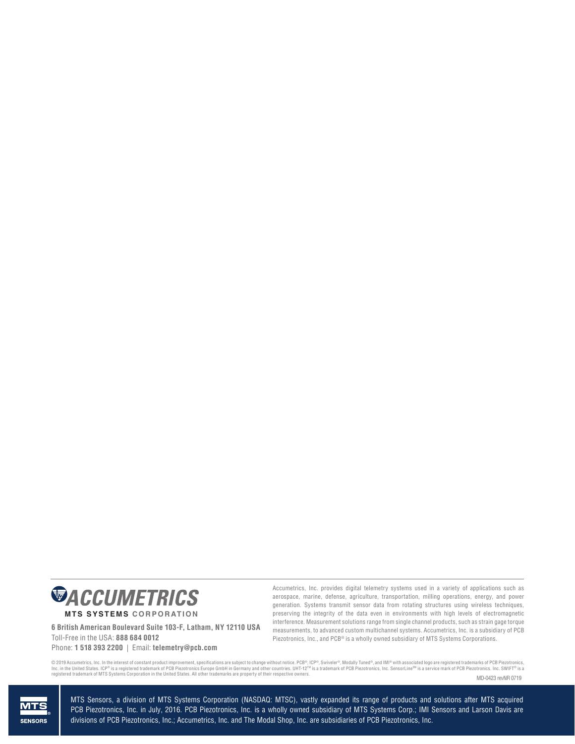**ACCUMETRICS**
**MTS SYSTEMS CORPORATION**

**6 British American Boulevard Suite 103-F, Latham, NY 12110 USA**
Toll-Free in the USA: **888 684 0012**
Phone: **1 518 393 2200** | Email: **telemetry@pcb.com**

Accumetrics, Inc. provides digital telemetry systems used in a variety of applications such as aerospace, marine, defense, agriculture, transportation, milling operations, energy, and power generation. Systems transmit sensor data from rotating structures using wireless techniques, preserving the integrity of the data even in environments with high levels of electromagnetic interference. Measurement solutions range from single channel products, such as strain gage torque measurements, to advanced custom multichannel systems. Accumetrics, Inc. is a subsidiary of PCB Piezotronics, Inc., and PCB® is a wholly owned subsidiary of MTS Systems Corporations.

© 2019 Accumetrics, Inc. In the interest of constant product improvement, specifications are subject to change without notice. PCB®, ICP®, Swiveler®, Modally Tuned®, and IMI® with associated logo are registered trademarks of PCB Piezotronics, Inc. in the United States. ICP® is a registered trademark of PCB Piezotronics Europe GmbH in Germany and other countries. UHT-12™ is a trademark of PCB Piezotronics, Inc. SensorLine℠ is a service mark of PCB Piezotronics. Inc. SWIFT® is a registered trademark of MTS Systems Corporation in the United States. All other trademarks are property of their respective owners.

MD-0423 revNR 0719

**MTS SENSORS**

MTS Sensors, a division of MTS Systems Corporation (NASDAQ: MTSC), vastly expanded its range of products and solutions after MTS acquired PCB Piezotronics, Inc. in July, 2016. PCB Piezotronics, Inc. is a wholly owned subsidiary of MTS Systems Corp.; IMI Sensors and Larson Davis are divisions of PCB Piezotronics, Inc.; Accumetrics, Inc. and The Modal Shop, Inc. are subsidiaries of PCB Piezotronics, Inc.